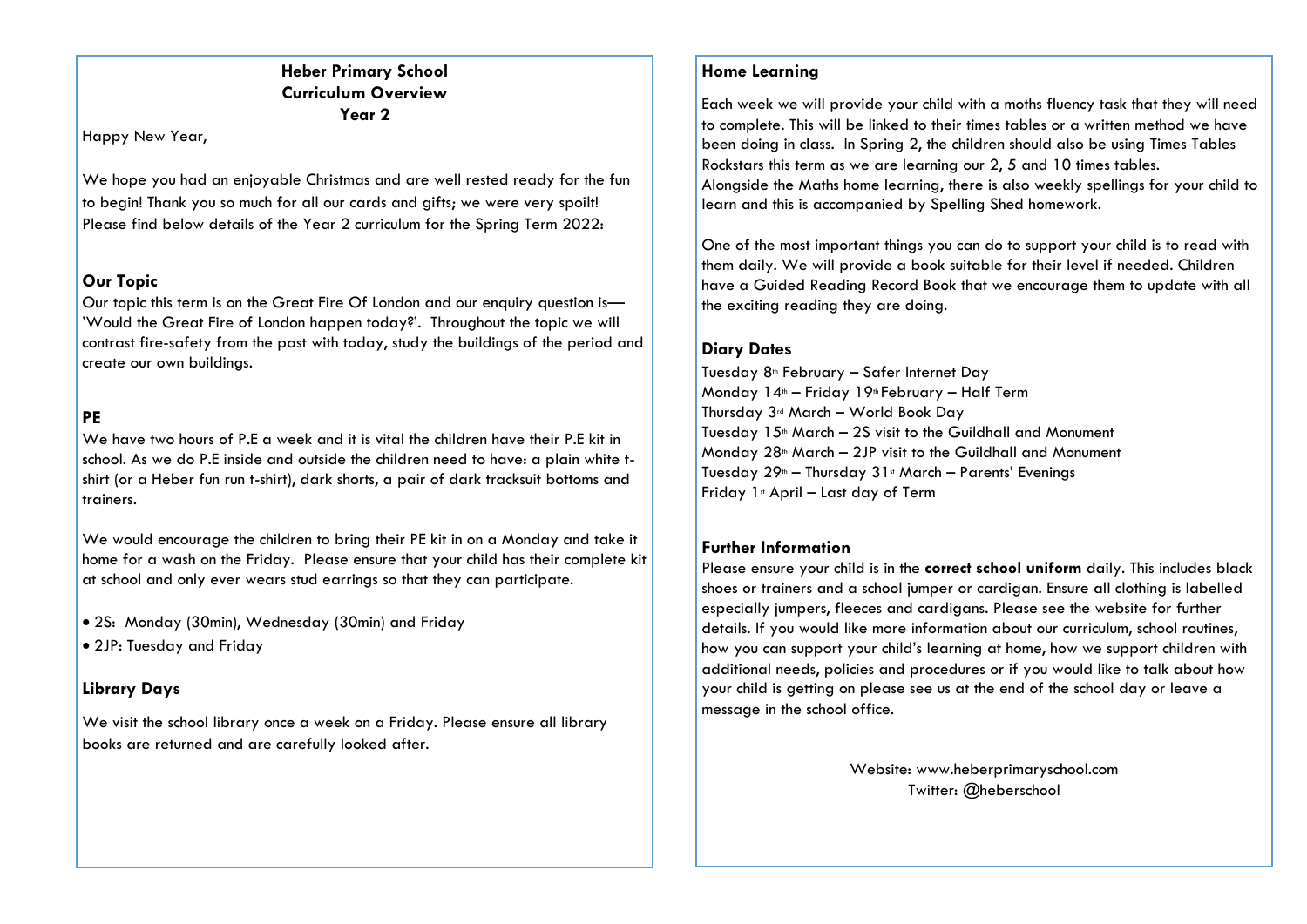# Heber Primary School
## Curriculum Overview
## Year 2

Happy New Year,

We hope you had an enjoyable Christmas and are well rested ready for the fun to begin! Thank you so much for all our cards and gifts; we were very spoilt! Please find below details of the Year 2 curriculum for the Spring Term 2022:

### Our Topic

Our topic this term is on the Great Fire Of London and our enquiry question is— 'Would the Great Fire of London happen today?'. Throughout the topic we will contrast fire-safety from the past with today, study the buildings of the period and create our own buildings.

### PE

We have two hours of P.E a week and it is vital the children have their P.E kit in school. As we do P.E inside and outside the children need to have: a plain white t-shirt (or a Heber fun run t-shirt), dark shorts, a pair of dark tracksuit bottoms and trainers.

We would encourage the children to bring their PE kit in on a Monday and take it home for a wash on the Friday. Please ensure that your child has their complete kit at school and only ever wears stud earrings so that they can participate.

- 2S: Monday (30min), Wednesday (30min) and Friday
- 2JP: Tuesday and Friday

### Library Days

We visit the school library once a week on a Friday. Please ensure all library books are returned and are carefully looked after.

### Home Learning

Each week we will provide your child with a moths fluency task that they will need to complete. This will be linked to their times tables or a written method we have been doing in class. In Spring 2, the children should also be using Times Tables Rockstars this term as we are learning our 2, 5 and 10 times tables.
Alongside the Maths home learning, there is also weekly spellings for your child to learn and this is accompanied by Spelling Shed homework.

One of the most important things you can do to support your child is to read with them daily. We will provide a book suitable for their level if needed. Children have a Guided Reading Record Book that we encourage them to update with all the exciting reading they are doing.

### Diary Dates

Tuesday 8th February – Safer Internet Day
Monday 14th – Friday 19th February – Half Term
Thursday 3rd March – World Book Day
Tuesday 15th March – 2S visit to the Guildhall and Monument
Monday 28th March – 2JP visit to the Guildhall and Monument
Tuesday 29th – Thursday 31st March – Parents' Evenings
Friday 1st April – Last day of Term

### Further Information

Please ensure your child is in the **correct school uniform** daily. This includes black shoes or trainers and a school jumper or cardigan. Ensure all clothing is labelled especially jumpers, fleeces and cardigans. Please see the website for further details. If you would like more information about our curriculum, school routines, how you can support your child's learning at home, how we support children with additional needs, policies and procedures or if you would like to talk about how your child is getting on please see us at the end of the school day or leave a message in the school office.

Website: www.heberprimaryschool.com
Twitter: @heberschool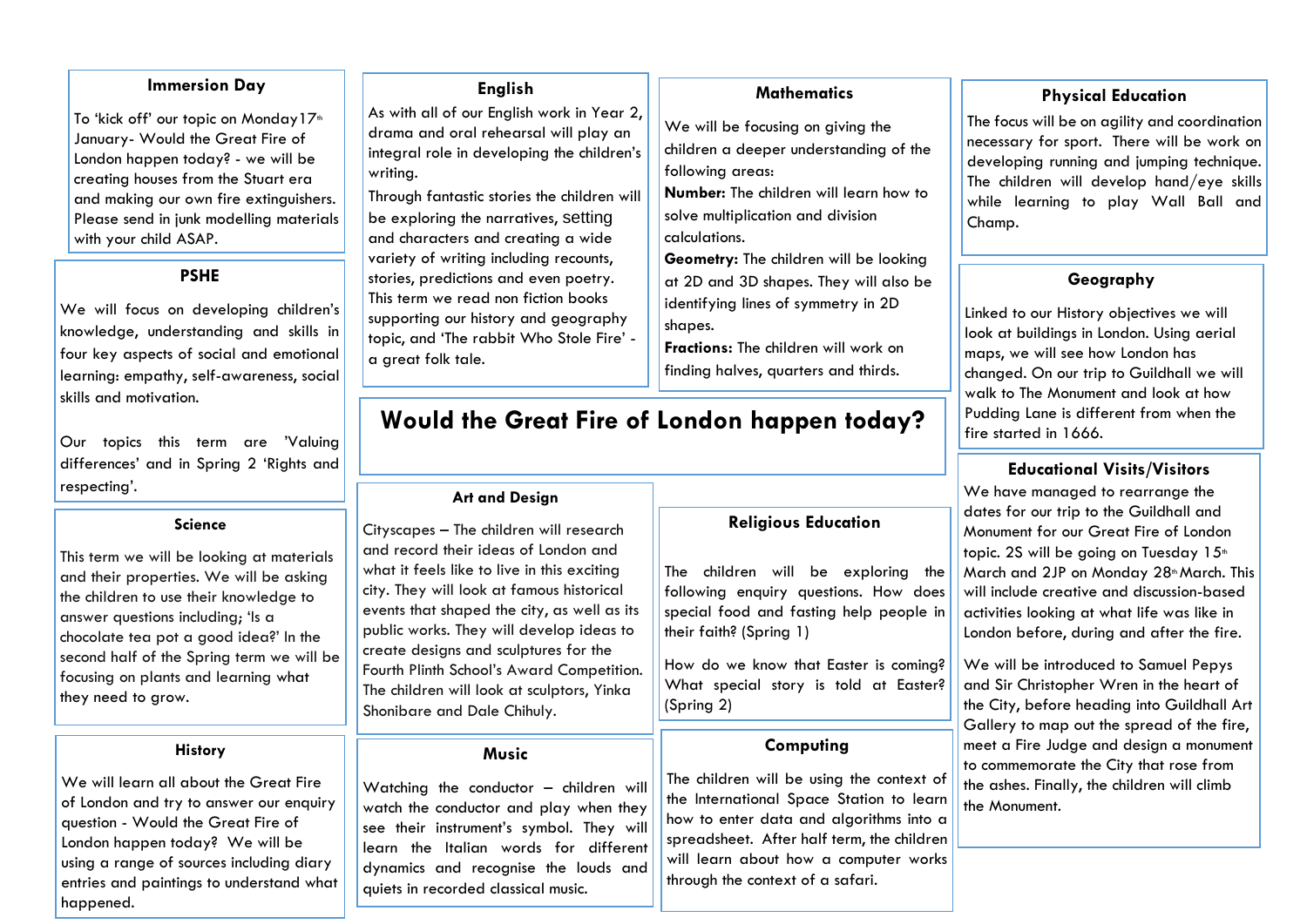# Would the Great Fire of London happen today?

## Immersion Day

To 'kick off' our topic on Monday 17th January- Would the Great Fire of London happen today? - we will be creating houses from the Stuart era and making our own fire extinguishers. Please send in junk modelling materials with your child ASAP.

## PSHE

We will focus on developing children's knowledge, understanding and skills in four key aspects of social and emotional learning: empathy, self-awareness, social skills and motivation.

Our topics this term are 'Valuing differences' and in Spring 2 'Rights and respecting'.

## Science

This term we will be looking at materials and their properties. We will be asking the children to use their knowledge to answer questions including; 'Is a chocolate tea pot a good idea?' In the second half of the Spring term we will be focusing on plants and learning what they need to grow.

## History

We will learn all about the Great Fire of London and try to answer our enquiry question - Would the Great Fire of London happen today? We will be using a range of sources including diary entries and paintings to understand what happened.

## English

As with all of our English work in Year 2, drama and oral rehearsal will play an integral role in developing the children's writing.

Through fantastic stories the children will be exploring the narratives, setting and characters and creating a wide variety of writing including recounts, stories, predictions and even poetry. This term we read non fiction books supporting our history and geography topic, and 'The rabbit Who Stole Fire' - a great folk tale.

## Art and Design

Cityscapes – The children will research and record their ideas of London and what it feels like to live in this exciting city. They will look at famous historical events that shaped the city, as well as its public works. They will develop ideas to create designs and sculptures for the Fourth Plinth School's Award Competition. The children will look at sculptors, Yinka Shonibare and Dale Chihuly.

## Music

Watching the conductor – children will watch the conductor and play when they see their instrument's symbol. They will learn the Italian words for different dynamics and recognise the louds and quiets in recorded classical music.

## Mathematics

We will be focusing on giving the children a deeper understanding of the following areas:

**Number:** The children will learn how to solve multiplication and division calculations.

**Geometry:** The children will be looking at 2D and 3D shapes. They will also be identifying lines of symmetry in 2D shapes.

**Fractions:** The children will work on finding halves, quarters and thirds.

## Religious Education

The children will be exploring the following enquiry questions. How does special food and fasting help people in their faith? (Spring 1)

How do we know that Easter is coming? What special story is told at Easter? (Spring 2)

## Computing

The children will be using the context of the International Space Station to learn how to enter data and algorithms into a spreadsheet. After half term, the children will learn about how a computer works through the context of a safari.

## Physical Education

The focus will be on agility and coordination necessary for sport. There will be work on developing running and jumping technique. The children will develop hand/eye skills while learning to play Wall Ball and Champ.

## Geography

Linked to our History objectives we will look at buildings in London. Using aerial maps, we will see how London has changed. On our trip to Guildhall we will walk to The Monument and look at how Pudding Lane is different from when the fire started in 1666.

## Educational Visits/Visitors

We have managed to rearrange the dates for our trip to the Guildhall and Monument for our Great Fire of London topic. 2S will be going on Tuesday 15th March and 2JP on Monday 28th March. This will include creative and discussion-based activities looking at what life was like in London before, during and after the fire.

We will be introduced to Samuel Pepys and Sir Christopher Wren in the heart of the City, before heading into Guildhall Art Gallery to map out the spread of the fire, meet a Fire Judge and design a monument to commemorate the City that rose from the ashes. Finally, the children will climb the Monument.